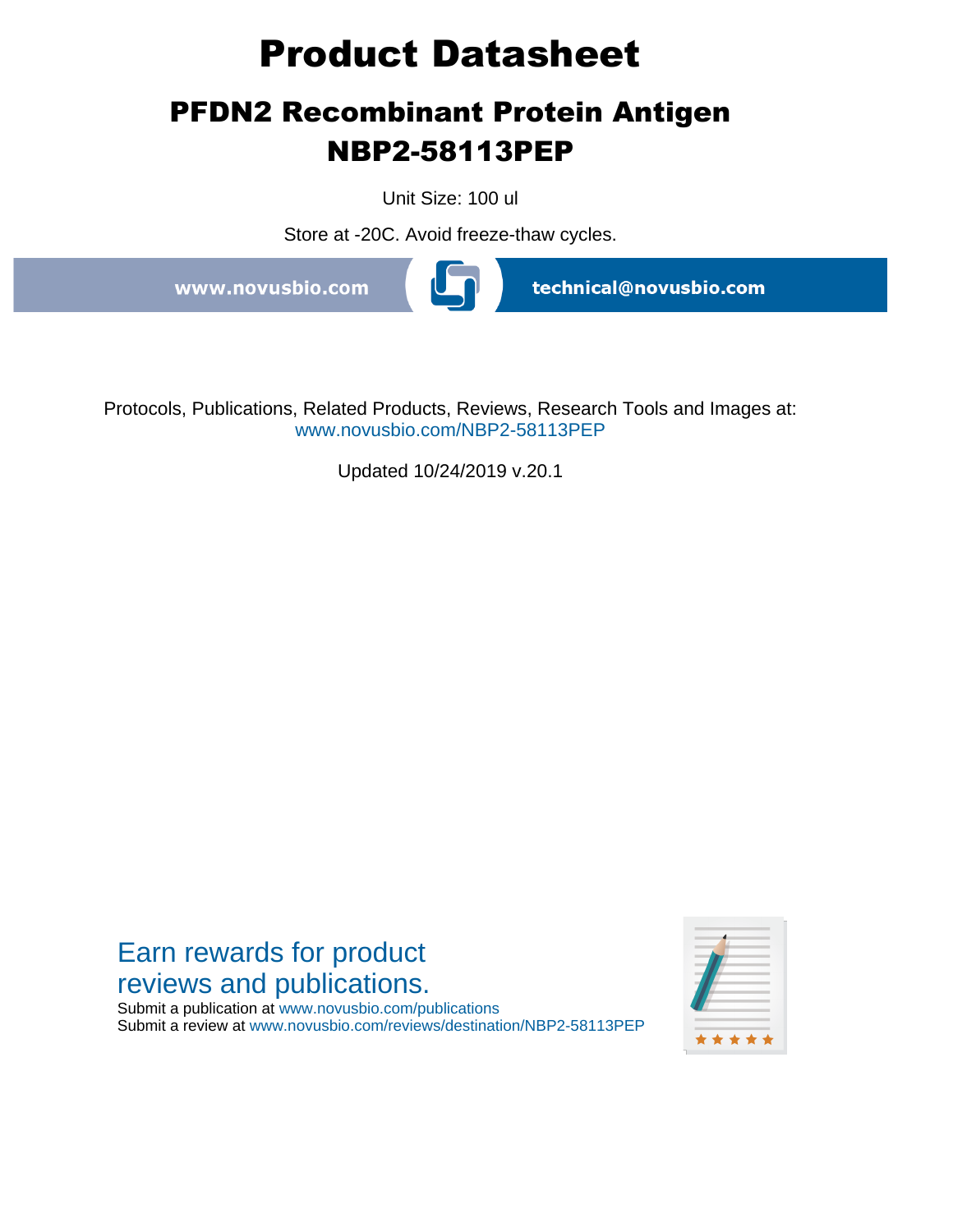# Product Datasheet

## PFDN2 Recombinant Protein Antigen NBP2-58113PEP

Unit Size: 100 ul

Store at -20C. Avoid freeze-thaw cycles.

www.novusbio.com technical@novusbio.com

Protocols, Publications, Related Products, Reviews, Research Tools and Images at:
www.novusbio.com/NBP2-58113PEP

Updated 10/24/2019 v.20.1

Earn rewards for product reviews and publications.

Submit a publication at www.novusbio.com/publications
Submit a review at www.novusbio.com/reviews/destination/NBP2-58113PEP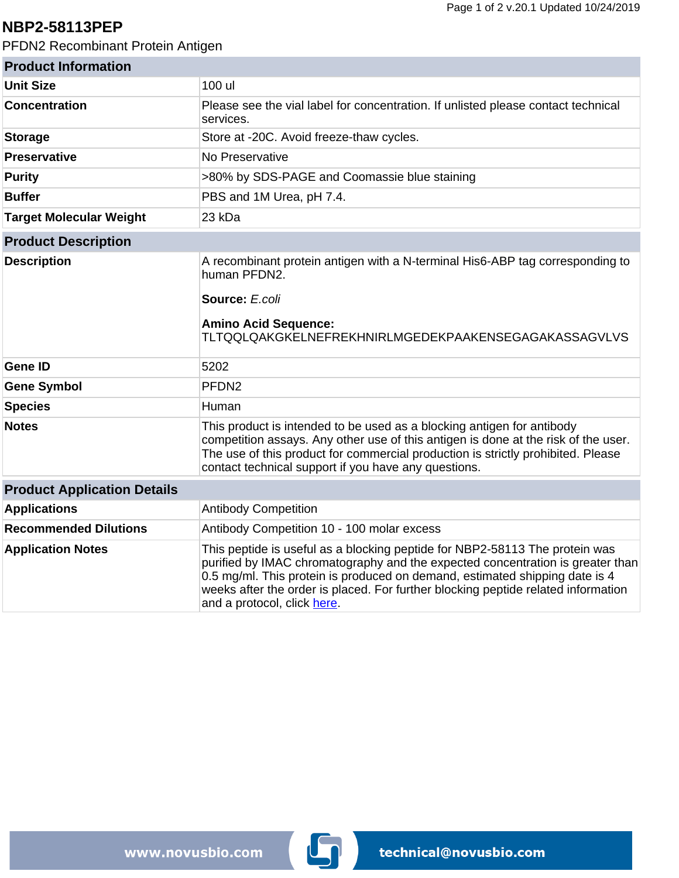# NBP2-58113PEP

PFDN2 Recombinant Protein Antigen

| Product Information | |
|---|---|
| **Unit Size** | 100 ul |
| **Concentration** | Please see the vial label for concentration. If unlisted please contact technical services. |
| **Storage** | Store at -20C. Avoid freeze-thaw cycles. |
| **Preservative** | No Preservative |
| **Purity** | >80% by SDS-PAGE and Coomassie blue staining |
| **Buffer** | PBS and 1M Urea, pH 7.4. |
| **Target Molecular Weight** | 23 kDa |

| Product Description | |
|---|---|
| **Description** | A recombinant protein antigen with a N-terminal His6-ABP tag corresponding to human PFDN2.<br><br>**Source:** *E.coli*<br><br>**Amino Acid Sequence:** TLTQQLQAKGKELNEFREKHNIRLMGEDEKPAAKENSEGAGAKASSAGVLVS |
| **Gene ID** | 5202 |
| **Gene Symbol** | PFDN2 |
| **Species** | Human |
| **Notes** | This product is intended to be used as a blocking antigen for antibody competition assays. Any other use of this antigen is done at the risk of the user. The use of this product for commercial production is strictly prohibited. Please contact technical support if you have any questions. |

| Product Application Details | |
|---|---|
| **Applications** | Antibody Competition |
| **Recommended Dilutions** | Antibody Competition 10 - 100 molar excess |
| **Application Notes** | This peptide is useful as a blocking peptide for NBP2-58113 The protein was purified by IMAC chromatography and the expected concentration is greater than 0.5 mg/ml. This protein is produced on demand, estimated shipping date is 4 weeks after the order is placed. For further blocking peptide related information and a protocol, click here. |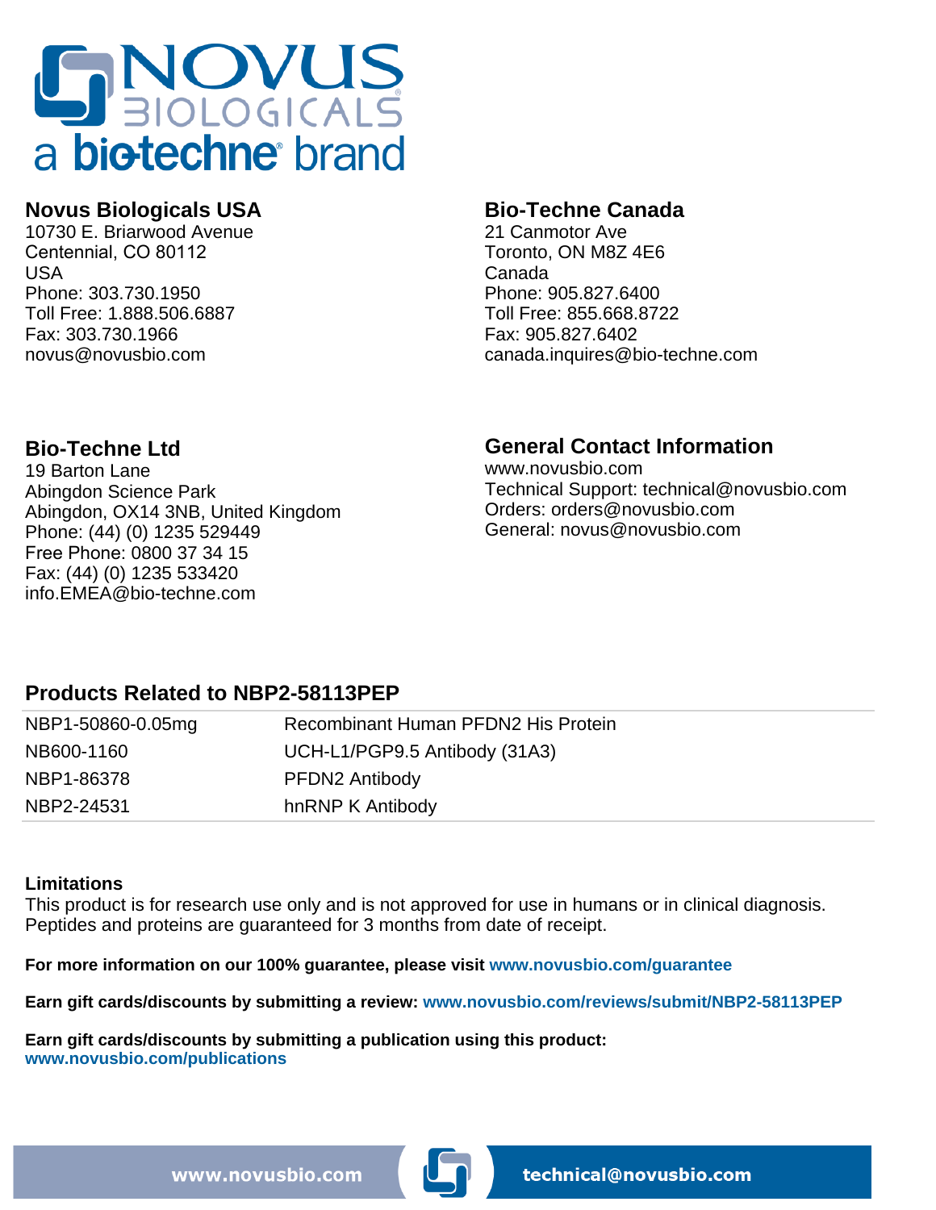## Novus Biologicals USA

10730 E. Briarwood Avenue
Centennial, CO 80112
USA
Phone: 303.730.1950
Toll Free: 1.888.506.6887
Fax: 303.730.1966
novus@novusbio.com

## Bio-Techne Canada

21 Canmotor Ave
Toronto, ON M8Z 4E6
Canada
Phone: 905.827.6400
Toll Free: 855.668.8722
Fax: 905.827.6402
canada.inquires@bio-techne.com

## Bio-Techne Ltd

19 Barton Lane
Abingdon Science Park
Abingdon, OX14 3NB, United Kingdom
Phone: (44) (0) 1235 529449
Free Phone: 0800 37 34 15
Fax: (44) (0) 1235 533420
info.EMEA@bio-techne.com

## General Contact Information

www.novusbio.com
Technical Support: technical@novusbio.com
Orders: orders@novusbio.com
General: novus@novusbio.com

## Products Related to NBP2-58113PEP

| | |
|---|---|
| NBP1-50860-0.05mg | Recombinant Human PFDN2 His Protein |
| NB600-1160 | UCH-L1/PGP9.5 Antibody (31A3) |
| NBP1-86378 | PFDN2 Antibody |
| NBP2-24531 | hnRNP K Antibody |

### Limitations

This product is for research use only and is not approved for use in humans or in clinical diagnosis. Peptides and proteins are guaranteed for 3 months from date of receipt.

**For more information on our 100% guarantee, please visit www.novusbio.com/guarantee**

**Earn gift cards/discounts by submitting a review: www.novusbio.com/reviews/submit/NBP2-58113PEP**

**Earn gift cards/discounts by submitting a publication using this product:**
**www.novusbio.com/publications**